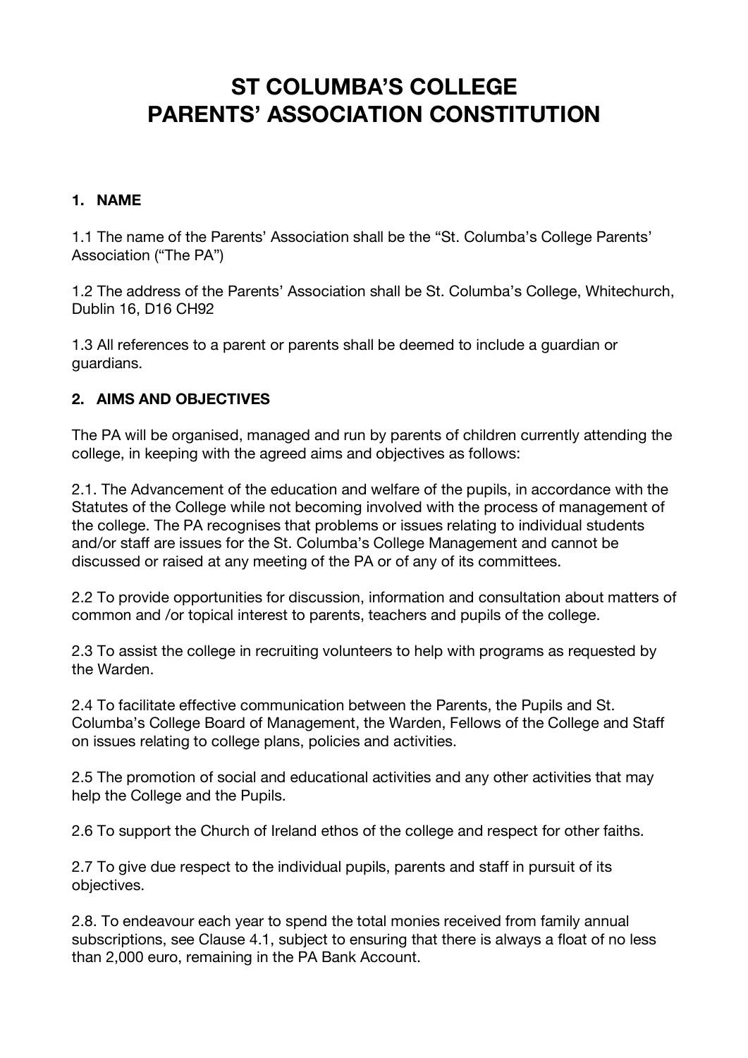# ST COLUMBA'S COLLEGE PARENTS' ASSOCIATION CONSTITUTION

## 1. NAME

1.1 The name of the Parents' Association shall be the "St. Columba's College Parents' Association ("The PA")

1.2 The address of the Parents' Association shall be St. Columba's College, Whitechurch, Dublin 16, D16 CH92

1.3 All references to a parent or parents shall be deemed to include a guardian or guardians.

## 2. AIMS AND OBJECTIVES

The PA will be organised, managed and run by parents of children currently attending the college, in keeping with the agreed aims and objectives as follows:

2.1. The Advancement of the education and welfare of the pupils, in accordance with the Statutes of the College while not becoming involved with the process of management of the college. The PA recognises that problems or issues relating to individual students and/or staff are issues for the St. Columba's College Management and cannot be discussed or raised at any meeting of the PA or of any of its committees.

2.2 To provide opportunities for discussion, information and consultation about matters of common and /or topical interest to parents, teachers and pupils of the college.

2.3 To assist the college in recruiting volunteers to help with programs as requested by the Warden.

2.4 To facilitate effective communication between the Parents, the Pupils and St. Columba's College Board of Management, the Warden, Fellows of the College and Staff on issues relating to college plans, policies and activities.

2.5 The promotion of social and educational activities and any other activities that may help the College and the Pupils.

2.6 To support the Church of Ireland ethos of the college and respect for other faiths.

2.7 To give due respect to the individual pupils, parents and staff in pursuit of its objectives.

2.8. To endeavour each year to spend the total monies received from family annual subscriptions, see Clause 4.1, subject to ensuring that there is always a float of no less than 2,000 euro, remaining in the PA Bank Account.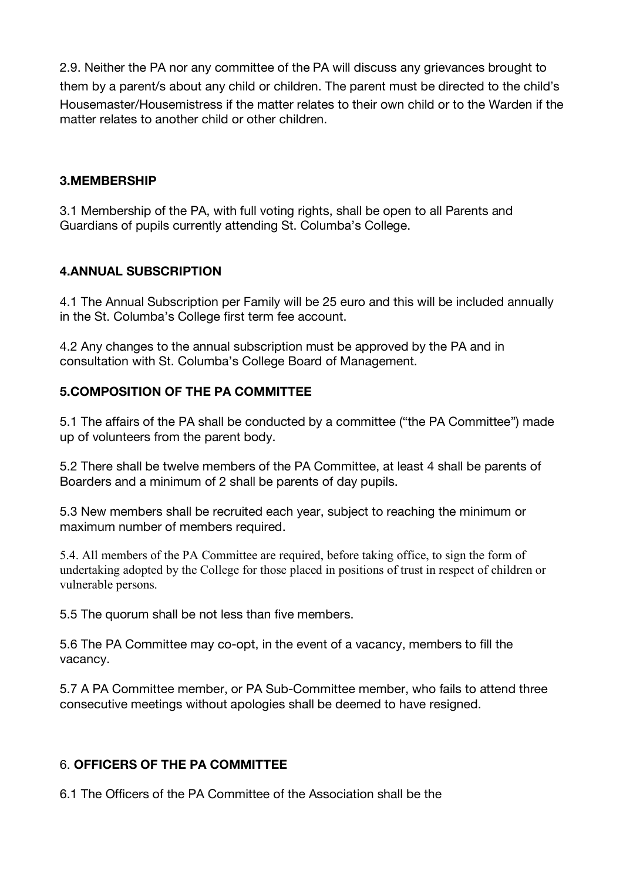2.9. Neither the PA nor any committee of the PA will discuss any grievances brought to them by a parent/s about any child or children. The parent must be directed to the child's Housemaster/Housemistress if the matter relates to their own child or to the Warden if the matter relates to another child or other children.

### 3.MEMBERSHIP

3.1 Membership of the PA, with full voting rights, shall be open to all Parents and Guardians of pupils currently attending St. Columba's College.

### 4.ANNUAL SUBSCRIPTION

4.1 The Annual Subscription per Family will be 25 euro and this will be included annually in the St. Columba's College first term fee account.

4.2 Any changes to the annual subscription must be approved by the PA and in consultation with St. Columba's College Board of Management.

### 5.COMPOSITION OF THE PA COMMITTEE

5.1 The affairs of the PA shall be conducted by a committee ("the PA Committee") made up of volunteers from the parent body.

5.2 There shall be twelve members of the PA Committee, at least 4 shall be parents of Boarders and a minimum of 2 shall be parents of day pupils.

5.3 New members shall be recruited each year, subject to reaching the minimum or maximum number of members required.

5.4. All members of the PA Committee are required, before taking office, to sign the form of undertaking adopted by the College for those placed in positions of trust in respect of children or vulnerable persons.

5.5 The quorum shall be not less than five members.

5.6 The PA Committee may co-opt, in the event of a vacancy, members to fill the vacancy.

5.7 A PA Committee member, or PA Sub-Committee member, who fails to attend three consecutive meetings without apologies shall be deemed to have resigned.

### 6. OFFICERS OF THE PA COMMITTEE

6.1 The Officers of the PA Committee of the Association shall be the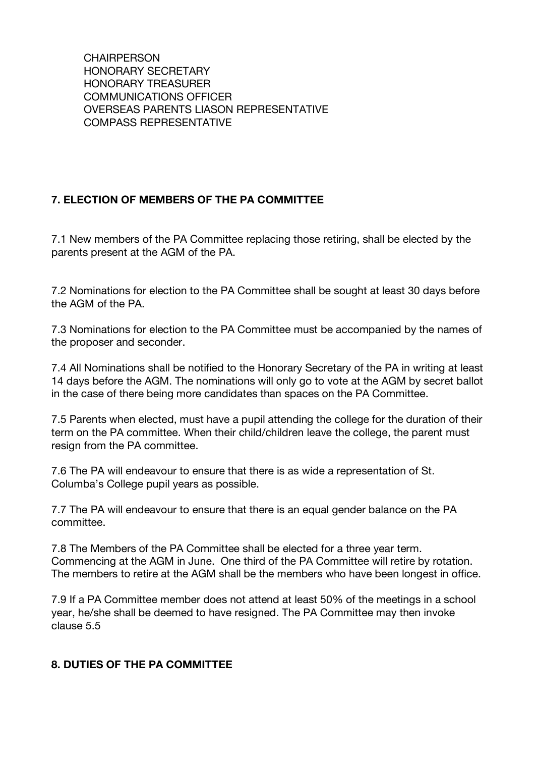CHAIRPERSON
HONORARY SECRETARY
HONORARY TREASURER
COMMUNICATIONS OFFICER
OVERSEAS PARENTS LIASON REPRESENTATIVE
COMPASS REPRESENTATIVE

## 7. ELECTION OF MEMBERS OF THE PA COMMITTEE

7.1 New members of the PA Committee replacing those retiring, shall be elected by the parents present at the AGM of the PA.

7.2 Nominations for election to the PA Committee shall be sought at least 30 days before the AGM of the PA.

7.3 Nominations for election to the PA Committee must be accompanied by the names of the proposer and seconder.

7.4 All Nominations shall be notified to the Honorary Secretary of the PA in writing at least 14 days before the AGM. The nominations will only go to vote at the AGM by secret ballot in the case of there being more candidates than spaces on the PA Committee.

7.5 Parents when elected, must have a pupil attending the college for the duration of their term on the PA committee. When their child/children leave the college, the parent must resign from the PA committee.

7.6 The PA will endeavour to ensure that there is as wide a representation of St. Columba's College pupil years as possible.

7.7 The PA will endeavour to ensure that there is an equal gender balance on the PA committee.

7.8 The Members of the PA Committee shall be elected for a three year term. Commencing at the AGM in June. One third of the PA Committee will retire by rotation. The members to retire at the AGM shall be the members who have been longest in office.

7.9 If a PA Committee member does not attend at least 50% of the meetings in a school year, he/she shall be deemed to have resigned. The PA Committee may then invoke clause 5.5

## 8. DUTIES OF THE PA COMMITTEE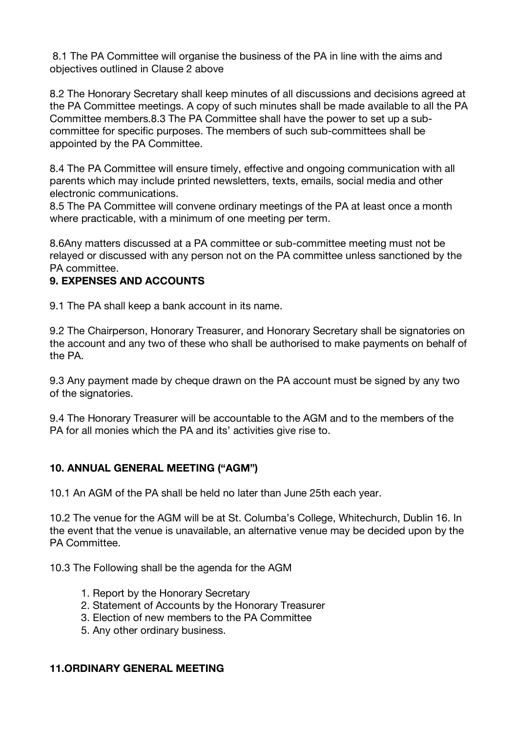8.1 The PA Committee will organise the business of the PA in line with the aims and objectives outlined in Clause 2 above

8.2 The Honorary Secretary shall keep minutes of all discussions and decisions agreed at the PA Committee meetings. A copy of such minutes shall be made available to all the PA Committee members.8.3 The PA Committee shall have the power to set up a sub-committee for specific purposes. The members of such sub-committees shall be appointed by the PA Committee.

8.4 The PA Committee will ensure timely, effective and ongoing communication with all parents which may include printed newsletters, texts, emails, social media and other electronic communications.

8.5 The PA Committee will convene ordinary meetings of the PA at least once a month where practicable, with a minimum of one meeting per term.

8.6Any matters discussed at a PA committee or sub-committee meeting must not be relayed or discussed with any person not on the PA committee unless sanctioned by the PA committee.

**9. EXPENSES AND ACCOUNTS**

9.1 The PA shall keep a bank account in its name.

9.2 The Chairperson, Honorary Treasurer, and Honorary Secretary shall be signatories on the account and any two of these who shall be authorised to make payments on behalf of the PA.

9.3 Any payment made by cheque drawn on the PA account must be signed by any two of the signatories.

9.4 The Honorary Treasurer will be accountable to the AGM and to the members of the PA for all monies which the PA and its' activities give rise to.

**10. ANNUAL GENERAL MEETING ("AGM")**

10.1 An AGM of the PA shall be held no later than June 25th each year.

10.2 The venue for the AGM will be at St. Columba's College, Whitechurch, Dublin 16. In the event that the venue is unavailable, an alternative venue may be decided upon by the PA Committee.

10.3 The Following shall be the agenda for the AGM

1. Report by the Honorary Secretary
2. Statement of Accounts by the Honorary Treasurer
3. Election of new members to the PA Committee
5. Any other ordinary business.

**11.ORDINARY GENERAL MEETING**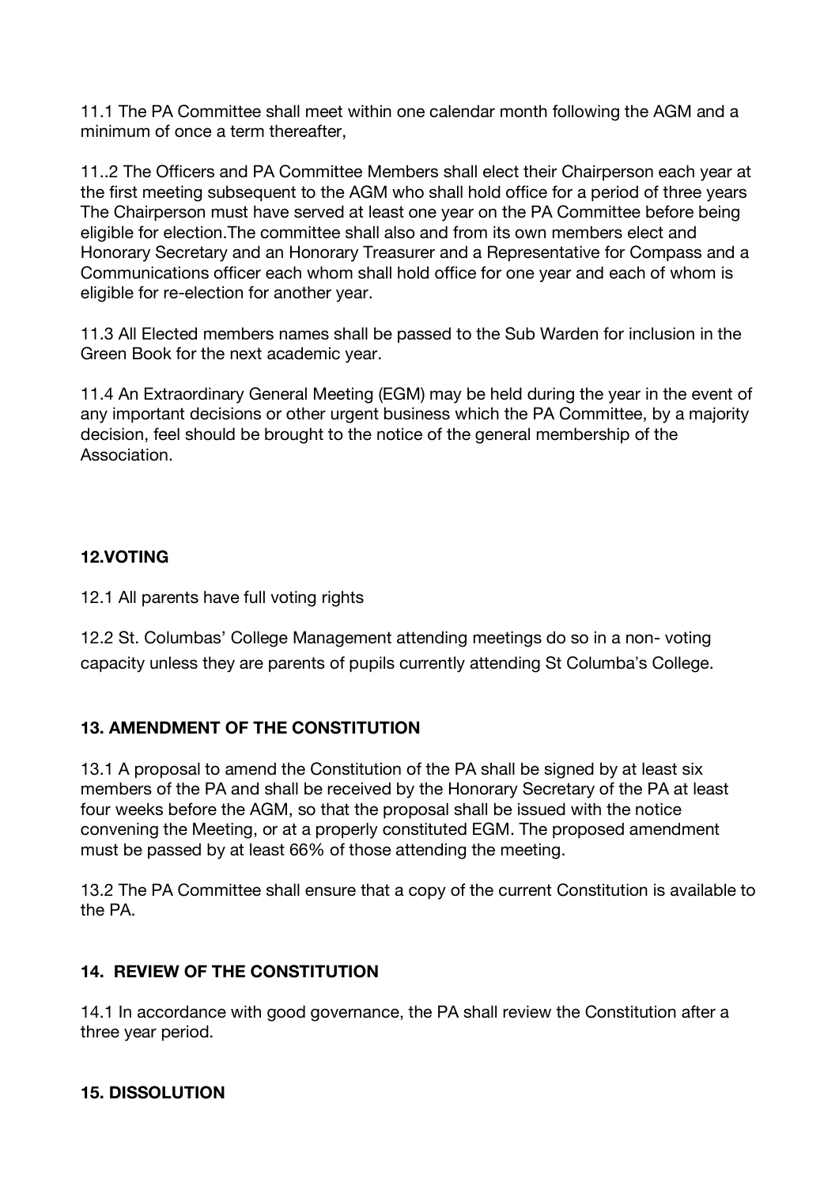11.1 The PA Committee shall meet within one calendar month following the AGM and a minimum of once a term thereafter,

11..2 The Officers and PA Committee Members shall elect their Chairperson each year at the first meeting subsequent to the AGM who shall hold office for a period of three years The Chairperson must have served at least one year on the PA Committee before being eligible for election.The committee shall also and from its own members elect and Honorary Secretary and an Honorary Treasurer and a Representative for Compass and a Communications officer each whom shall hold office for one year and each of whom is eligible for re-election for another year.

11.3 All Elected members names shall be passed to the Sub Warden for inclusion in the Green Book for the next academic year.

11.4 An Extraordinary General Meeting (EGM) may be held during the year in the event of any important decisions or other urgent business which the PA Committee, by a majority decision, feel should be brought to the notice of the general membership of the Association.

**12.VOTING**

12.1 All parents have full voting rights

12.2 St. Columbas' College Management attending meetings do so in a non- voting capacity unless they are parents of pupils currently attending St Columba's College.

**13. AMENDMENT OF THE CONSTITUTION**

13.1 A proposal to amend the Constitution of the PA shall be signed by at least six members of the PA and shall be received by the Honorary Secretary of the PA at least four weeks before the AGM, so that the proposal shall be issued with the notice convening the Meeting, or at a properly constituted EGM. The proposed amendment must be passed by at least 66% of those attending the meeting.

13.2 The PA Committee shall ensure that a copy of the current Constitution is available to the PA.

**14. REVIEW OF THE CONSTITUTION**

14.1 In accordance with good governance, the PA shall review the Constitution after a three year period.

**15. DISSOLUTION**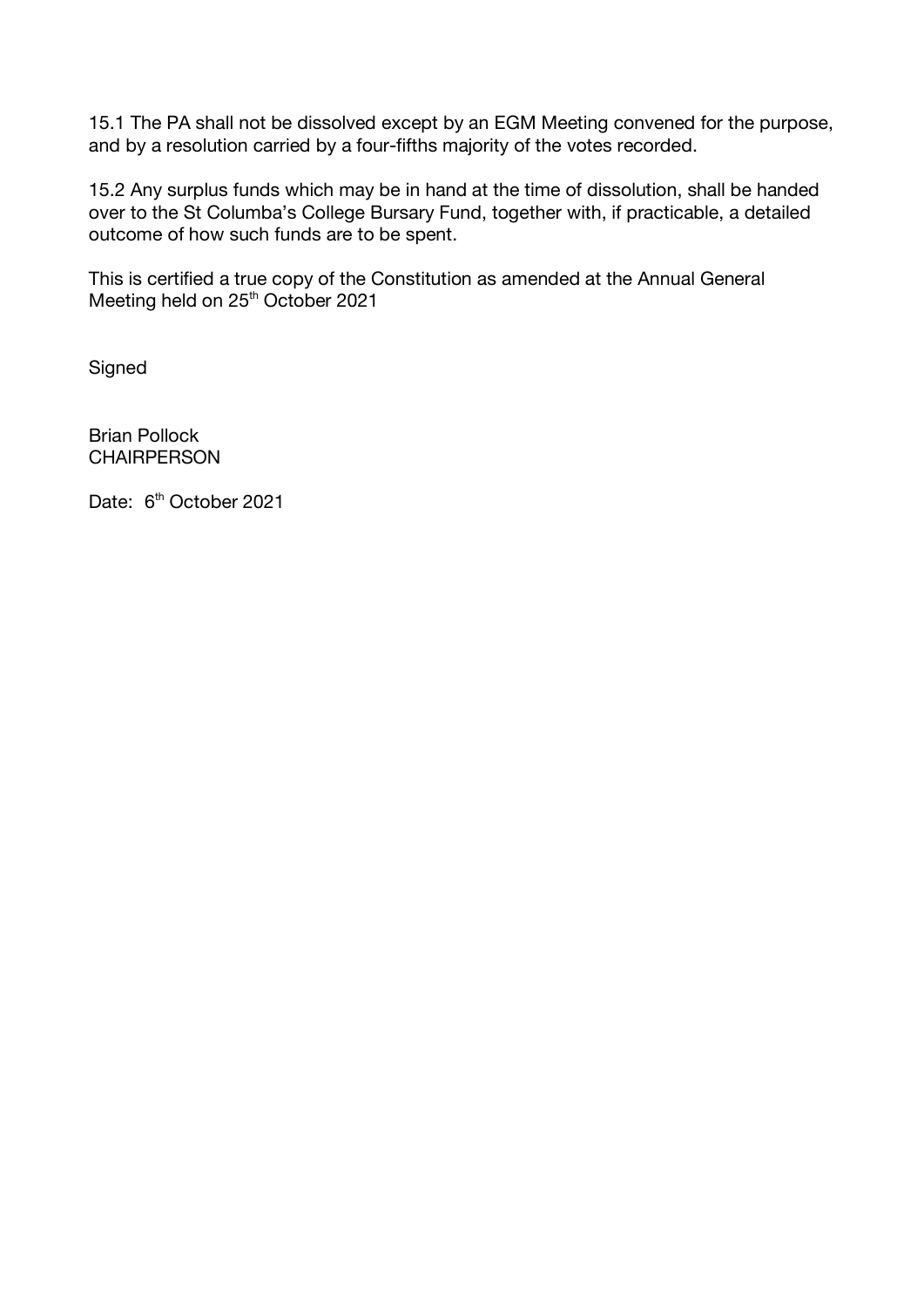15.1 The PA shall not be dissolved except by an EGM Meeting convened for the purpose, and by a resolution carried by a four-fifths majority of the votes recorded.

15.2 Any surplus funds which may be in hand at the time of dissolution, shall be handed over to the St Columba's College Bursary Fund, together with, if practicable, a detailed outcome of how such funds are to be spent.

This is certified a true copy of the Constitution as amended at the Annual General Meeting held on 25th October 2021

Signed

Brian Pollock
CHAIRPERSON

Date: 6th October 2021